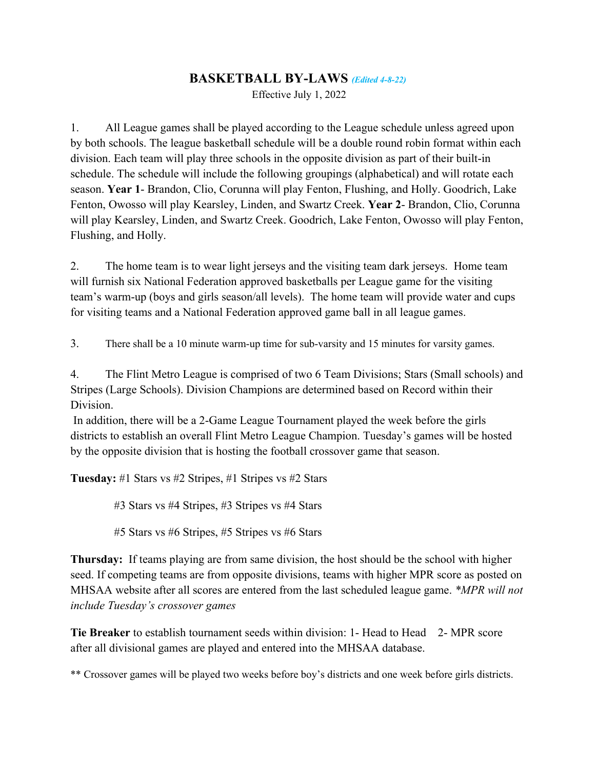# BASKETBALL BY-LAWS *(Edited 4-8-22)*

Effective July 1, 2022

1. All League games shall be played according to the League schedule unless agreed upon by both schools. The league basketball schedule will be a double round robin format within each division. Each team will play three schools in the opposite division as part of their built-in schedule. The schedule will include the following groupings (alphabetical) and will rotate each season. **Year 1**- Brandon, Clio, Corunna will play Fenton, Flushing, and Holly. Goodrich, Lake Fenton, Owosso will play Kearsley, Linden, and Swartz Creek. **Year 2**- Brandon, Clio, Corunna will play Kearsley, Linden, and Swartz Creek. Goodrich, Lake Fenton, Owosso will play Fenton, Flushing, and Holly.

2. The home team is to wear light jerseys and the visiting team dark jerseys. Home team will furnish six National Federation approved basketballs per League game for the visiting team's warm-up (boys and girls season/all levels). The home team will provide water and cups for visiting teams and a National Federation approved game ball in all league games.

3. There shall be a 10 minute warm-up time for sub-varsity and 15 minutes for varsity games.

4. The Flint Metro League is comprised of two 6 Team Divisions; Stars (Small schools) and Stripes (Large Schools). Division Champions are determined based on Record within their Division.

In addition, there will be a 2-Game League Tournament played the week before the girls districts to establish an overall Flint Metro League Champion. Tuesday's games will be hosted by the opposite division that is hosting the football crossover game that season.

**Tuesday:** #1 Stars vs #2 Stripes, #1 Stripes vs #2 Stars

#3 Stars vs #4 Stripes, #3 Stripes vs #4 Stars

#5 Stars vs #6 Stripes, #5 Stripes vs #6 Stars

**Thursday:** If teams playing are from same division, the host should be the school with higher seed. If competing teams are from opposite divisions, teams with higher MPR score as posted on MHSAA website after all scores are entered from the last scheduled league game. *\*MPR will not include Tuesday's crossover games*

**Tie Breaker** to establish tournament seeds within division: 1- Head to Head 2- MPR score after all divisional games are played and entered into the MHSAA database.

** Crossover games will be played two weeks before boy's districts and one week before girls districts.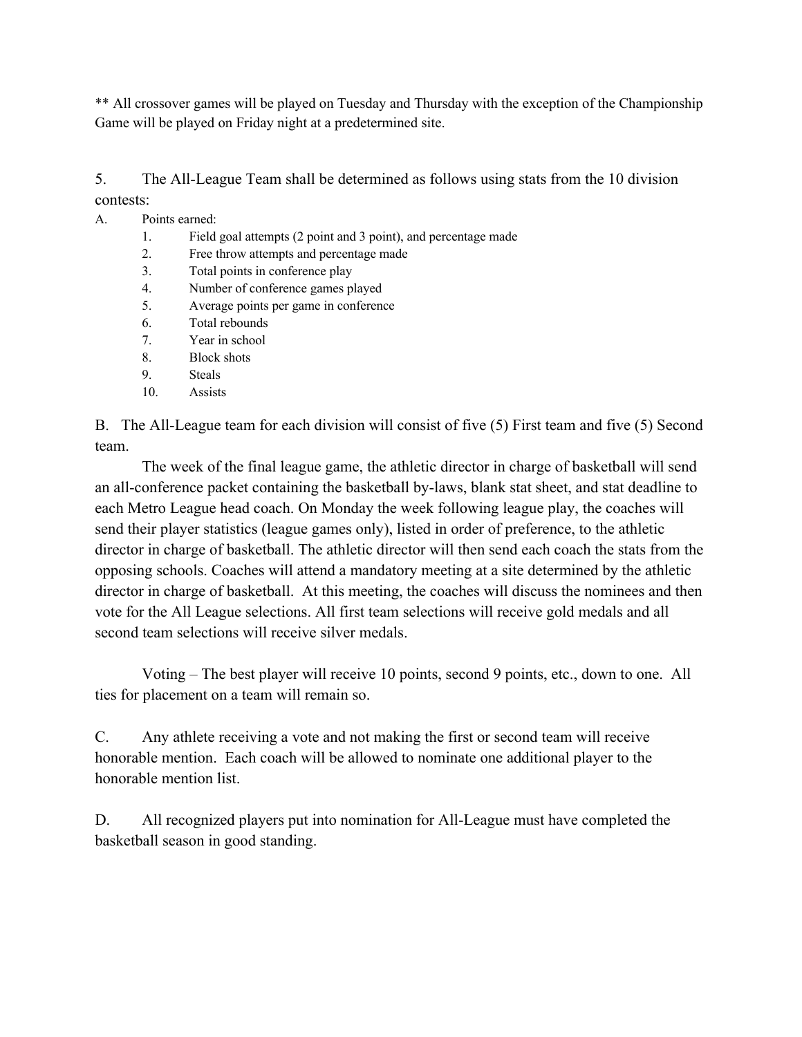** All crossover games will be played on Tuesday and Thursday with the exception of the Championship Game will be played on Friday night at a predetermined site.

5. The All-League Team shall be determined as follows using stats from the 10 division contests:

A. Points earned:

1. Field goal attempts (2 point and 3 point), and percentage made
2. Free throw attempts and percentage made
3. Total points in conference play
4. Number of conference games played
5. Average points per game in conference
6. Total rebounds
7. Year in school
8. Block shots
9. Steals
10. Assists

B. The All-League team for each division will consist of five (5) First team and five (5) Second team.

The week of the final league game, the athletic director in charge of basketball will send an all-conference packet containing the basketball by-laws, blank stat sheet, and stat deadline to each Metro League head coach. On Monday the week following league play, the coaches will send their player statistics (league games only), listed in order of preference, to the athletic director in charge of basketball. The athletic director will then send each coach the stats from the opposing schools. Coaches will attend a mandatory meeting at a site determined by the athletic director in charge of basketball. At this meeting, the coaches will discuss the nominees and then vote for the All League selections. All first team selections will receive gold medals and all second team selections will receive silver medals.

Voting – The best player will receive 10 points, second 9 points, etc., down to one. All ties for placement on a team will remain so.

C. Any athlete receiving a vote and not making the first or second team will receive honorable mention. Each coach will be allowed to nominate one additional player to the honorable mention list.

D. All recognized players put into nomination for All-League must have completed the basketball season in good standing.